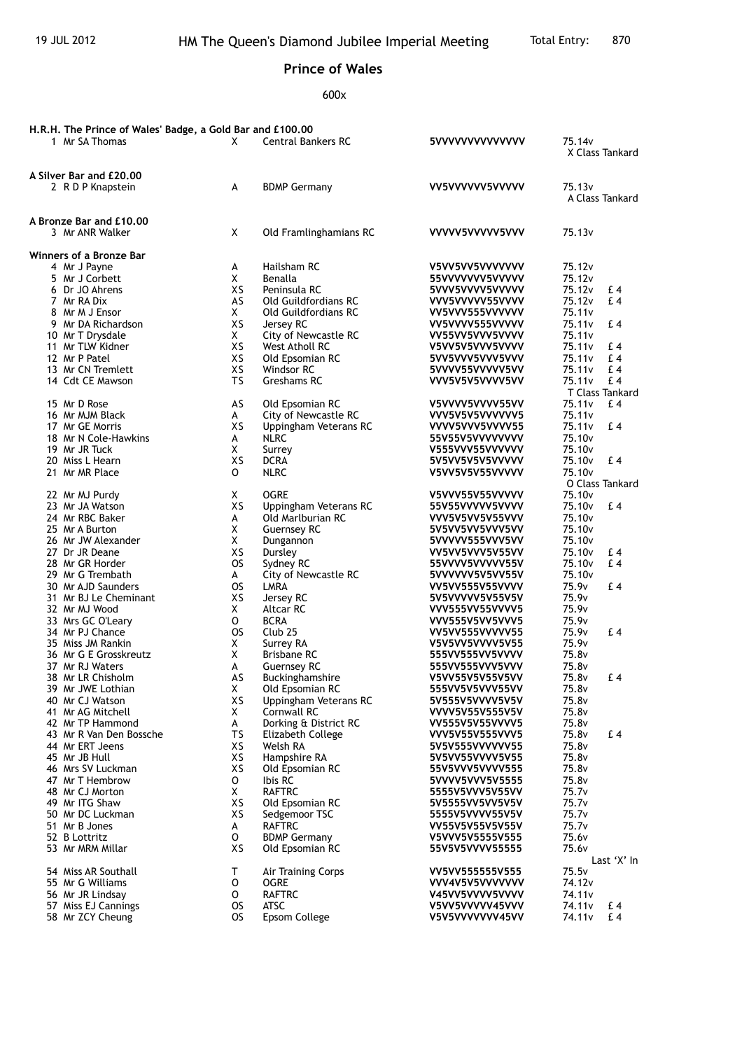19 JUL 2012 HM The Queen's Diamond Jubilee Imperial Meeting Total Entry: 870

# Prince of Wales

600x

**H.R.H. The Prince of Wales' Badge, a Gold Bar and £100.00**

| Pos | Name | Class | Club | Shots | Score | Prize |
|---|---|---|---|---|---|---|
| 1 | Mr SA Thomas | X | Central Bankers RC | 5VVVVVVVVVVVVV | 75.14v | X Class Tankard |

**A Silver Bar and £20.00**

| Pos | Name | Class | Club | Shots | Score | Prize |
|---|---|---|---|---|---|---|
| 2 | R D P Knapstein | A | BDMP Germany | VV5VVVVVV5VVVV | 75.13v | A Class Tankard |

**A Bronze Bar and £10.00**

| Pos | Name | Class | Club | Shots | Score | Prize |
|---|---|---|---|---|---|---|
| 3 | Mr ANR Walker | X | Old Framlinghamians RC | VVVVV5VVVVV5VVV | 75.13v | |

**Winners of a Bronze Bar**

| Pos | Name | Class | Club | Shots | Score | Prize |
|---|---|---|---|---|---|---|
| 4 | Mr J Payne | A | Hailsham RC | V5VV5VV5VVVVVVV | 75.12v | |
| 5 | Mr J Corbett | X | Benalla | 55VVVVVVV5VVVVV | 75.12v | |
| 6 | Dr JO Ahrens | XS | Peninsula RC | 5VVV5VVVV5VVVVV | 75.12v | £ 4 |
| 7 | Mr RA Dix | AS | Old Guildfordians RC | VVV5VVVVV55VVVV | 75.12v | £ 4 |
| 8 | Mr M J Ensor | X | Old Guildfordians RC | VV5VVV555VVVVVV | 75.11v | |
| 9 | Mr DA Richardson | XS | Jersey RC | VV5VVVV555VVVVV | 75.11v | £ 4 |
| 10 | Mr T Drysdale | X | City of Newcastle RC | VV55VV5VVV5VVVV | 75.11v | |
| 11 | Mr TLW Kidner | XS | West Atholl RC | V5VV5VV5VVV5VVVV | 75.11v | £ 4 |
| 12 | Mr P Patel | XS | Old Epsomian RC | 5VV5VVV5VVV5VVV | 75.11v | £ 4 |
| 13 | Mr CN Tremlett | XS | Windsor RC | 5VVVV55VVVVV5VV | 75.11v | £ 4 |
| 14 | Cdt CE Mawson | TS | Greshams RC | VVV5V5V5VVVV5VV | 75.11v | £ 4 T Class Tankard |
| 15 | Mr D Rose | AS | Old Epsomian RC | V5VVVV5VVVV55VV | 75.11v | £ 4 |
| 16 | Mr MJM Black | A | City of Newcastle RC | VVV5V5V5VVVVVV5 | 75.11v | |
| 17 | Mr GE Morris | XS | Uppingham Veterans RC | VVVVV5VVV5VVVV55 | 75.11v | £ 4 |
| 18 | Mr N Cole-Hawkins | A | NLRC | 55V55V5VVVVVVVV | 75.10v | |
| 19 | Mr JR Tuck | X | Surrey | V555VVV55VVVVVV | 75.10v | |
| 20 | Miss L Hearn | XS | DCRA | 5V5VV5V5V5VVVVV | 75.10v | £ 4 |
| 21 | Mr MR Place | O | NLRC | V5VV5V5V55VVVVV | 75.10v | O Class Tankard |
| 22 | Mr MJ Purdy | X | OGRE | V5VVV55V55VVVVV | 75.10v | |
| 23 | Mr JA Watson | XS | Uppingham Veterans RC | 55V55VVVVV5VVVV | 75.10v | £ 4 |
| 24 | Mr RBC Baker | A | Old Marlburian RC | VVV5VV5VV5V55VVV | 75.10v | |
| 25 | Mr A Burton | X | Guernsey RC | 5V5VV5VV5VVV5VV | 75.10v | |
| 26 | Mr JW Alexander | X | Dungannon | 5VVVVV555VVV5VV | 75.10v | |
| 27 | Dr JR Deane | XS | Dursley | VV5VV5VVV5V55VV | 75.10v | £ 4 |
| 28 | Mr GR Horder | OS | Sydney RC | 55VVVV5VVVVV55V | 75.10v | £ 4 |
| 29 | Mr G Trembath | A | City of Newcastle RC | 5VVVVVV5V5VV55V | 75.10v | |
| 30 | Mr AJD Saunders | OS | LMRA | VV5VV555V55VVVV | 75.9v | £ 4 |
| 31 | Mr BJ Le Cheminant | XS | Jersey RC | 5V5VVVVV5V55V5V | 75.9v | |
| 32 | Mr MJ Wood | X | Altcar RC | VVV555VV55VVVV5 | 75.9v | |
| 33 | Mrs GC O'Leary | O | BCRA | VVV555V5VV5VVV5 | 75.9v | |
| 34 | Mr PJ Chance | OS | Club 25 | VV5VV555VVVVV55 | 75.9v | £ 4 |
| 35 | Miss JM Rankin | X | Surrey RA | V5VV5VVVVV5VV55 | 75.9v | |
| 36 | Mr G E Grosskreutz | X | Brisbane RC | 555VV555VV5VVVV | 75.8v | |
| 37 | Mr RJ Waters | A | Guernsey RC | 555VV555VVV5VVV | 75.8v | |
| 38 | Mr LR Chisholm | AS | Buckinghamshire | V5VV55V5V55V5VV | 75.8v | £ 4 |
| 39 | Mr JWE Lothian | X | Old Epsomian RC | 555VV5V5VVV55VV | 75.8v | |
| 40 | Mr CJ Watson | XS | Uppingham Veterans RC | 5V555V5VVVV5V5V | 75.8v | |
| 41 | Mr AG Mitchell | X | Cornwall RC | VVVV5V55V555V5V | 75.8v | |
| 42 | Mr TP Hammond | A | Dorking & District RC | VV555V5V55VVVV5 | 75.8v | |
| 43 | Mr R Van Den Bossche | TS | Elizabeth College | VVV5V55V555VVV5 | 75.8v | £ 4 |
| 44 | Mr ERT Jeens | XS | Welsh RA | 5V5V555VVVVVV55 | 75.8v | |
| 45 | Mr JB Hull | XS | Hampshire RA | 5V5VV55VVVV5V55 | 75.8v | |
| 46 | Mrs SV Luckman | XS | Old Epsomian RC | 55V5VVV5VVVV555 | 75.8v | |
| 47 | Mr T Hembrow | O | Ibis RC | 5VVVV5VVV5V5555 | 75.8v | |
| 48 | Mr CJ Morton | X | RAFTRC | 5555V5VVV5V55VV | 75.7v | |
| 49 | Mr ITG Shaw | XS | Old Epsomian RC | 5V5555VV5VV5V5V | 75.7v | |
| 50 | Mr DC Luckman | XS | Sedgemoor TSC | 5555V5VVVV55V5V | 75.7v | |
| 51 | Mr B Jones | A | RAFTRC | VV55V5V55V5V55V | 75.7v | |
| 52 | B Lottritz | O | BDMP Germany | V5VVV5V5555V555 | 75.6v | |
| 53 | Mr MRM Millar | XS | Old Epsomian RC | 55V5V5VVVV55555 | 75.6v | Last 'X' In |
| 54 | Miss AR Southall | T | Air Training Corps | VV5VV555555V555 | 75.5v | |
| 55 | Mr G Williams | O | OGRE | VVV4V5V5VVVVVVV | 74.12v | |
| 56 | Mr JR Lindsay | O | RAFTRC | V45VV5VVVV5VVVV | 74.11v | |
| 57 | Miss EJ Cannings | OS | ATSC | V5VV5VVVVV45VVV | 74.11v | £ 4 |
| 58 | Mr ZCY Cheung | OS | Epsom College | V5V5VVVVVV45VV | 74.11v | £ 4 |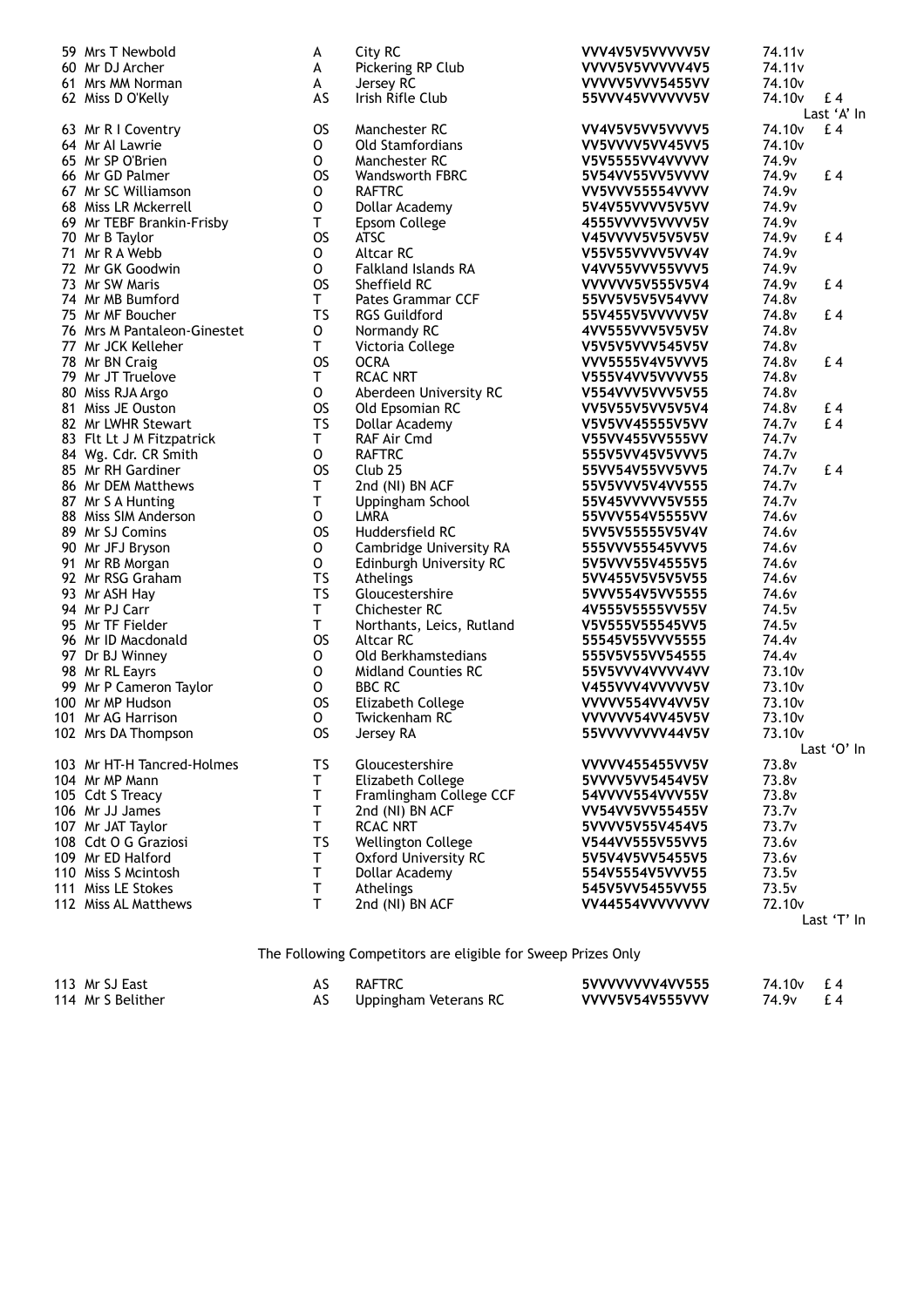| | | | | | | |
|---|---|---|---|---|---|---|
| 59 | Mrs T Newbold | A | City RC | **VVV4V5V5VVVVV5V** | 74.11v | |
| 60 | Mr DJ Archer | A | Pickering RP Club | **VVVV5V5VVVVV4V5** | 74.11v | |
| 61 | Mrs MM Norman | A | Jersey RC | **VVVVV5VVV5455VV** | 74.10v | |
| 62 | Miss D O'Kelly | AS | Irish Rifle Club | **55VVV45VVVVVV5V** | 74.10v | £ 4 |
| | | | | | | Last 'A' In |
| 63 | Mr R I Coventry | OS | Manchester RC | **VV4V5V5VV5VVVV5** | 74.10v | £ 4 |
| 64 | Mr AI Lawrie | O | Old Stamfordians | **VV5VVVV5VV45VV5** | 74.10v | |
| 65 | Mr SP O'Brien | O | Manchester RC | **V5V5555VV4VVVVV** | 74.9v | |
| 66 | Mr GD Palmer | OS | Wandsworth FBRC | **5V54VV55VV5VVVV** | 74.9v | £ 4 |
| 67 | Mr SC Williamson | O | RAFTRC | **VV5VVV55554VVVV** | 74.9v | |
| 68 | Miss LR Mckerrell | O | Dollar Academy | **5V4V55VVVV5V5VV** | 74.9v | |
| 69 | Mr TEBF Brankin-Frisby | T | Epsom College | **4555VVVV5VVVV5V** | 74.9v | |
| 70 | Mr B Taylor | OS | ATSC | **V45VVVV5V5V5V5V** | 74.9v | £ 4 |
| 71 | Mr R A Webb | O | Altcar RC | **V55V55VVVV5VV4V** | 74.9v | |
| 72 | Mr GK Goodwin | O | Falkland Islands RA | **V4VV55VVV55VVV5** | 74.9v | |
| 73 | Mr SW Maris | OS | Sheffield RC | **VVVVVV5V555V5V4** | 74.9v | £ 4 |
| 74 | Mr MB Bumford | T | Pates Grammar CCF | **55VV5V5V5V54VVV** | 74.8v | |
| 75 | Mr MF Boucher | TS | RGS Guildford | **55V455V5VVVVV5V** | 74.8v | £ 4 |
| 76 | Mrs M Pantaleon-Ginestet | O | Normandy RC | **4VV555VVV5V5V5V** | 74.8v | |
| 77 | Mr JCK Kelleher | T | Victoria College | **V5V5V5VVV545V5V** | 74.8v | |
| 78 | Mr BN Craig | OS | OCRA | **VVV5555V4V5VVV5** | 74.8v | £ 4 |
| 79 | Mr JT Truelove | T | RCAC NRT | **V555V4VV5VVVV55** | 74.8v | |
| 80 | Miss RJA Argo | O | Aberdeen University RC | **V554VVV5VVV5V55** | 74.8v | |
| 81 | Miss JE Ouston | OS | Old Epsomian RC | **VV5V55V5VV5V5V4** | 74.8v | £ 4 |
| 82 | Mr LWHR Stewart | TS | Dollar Academy | **V5V5VV45555V5VV** | 74.7v | £ 4 |
| 83 | Flt Lt J M Fitzpatrick | T | RAF Air Cmd | **V55VV455VV555VV** | 74.7v | |
| 84 | Wg. Cdr. CR Smith | O | RAFTRC | **555V5VV45V5VVV5** | 74.7v | |
| 85 | Mr RH Gardiner | OS | Club 25 | **55VV54V55VV5VV5** | 74.7v | £ 4 |
| 86 | Mr DEM Matthews | T | 2nd (NI) BN ACF | **55V5VVV5V4VV555** | 74.7v | |
| 87 | Mr S A Hunting | T | Uppingham School | **55V45VVVVV5V555** | 74.7v | |
| 88 | Miss SIM Anderson | O | LMRA | **55VVV554V5555VV** | 74.6v | |
| 89 | Mr SJ Comins | OS | Huddersfield RC | **5VV5V55555V5V4V** | 74.6v | |
| 90 | Mr JFJ Bryson | O | Cambridge University RA | **555VVV55545VVV5** | 74.6v | |
| 91 | Mr RB Morgan | O | Edinburgh University RC | **5V5VVV55V4555V5** | 74.6v | |
| 92 | Mr RSG Graham | TS | Athelings | **5VV455V5V5V5V55** | 74.6v | |
| 93 | Mr ASH Hay | TS | Gloucestershire | **5VVV554V5VV5555** | 74.6v | |
| 94 | Mr PJ Carr | T | Chichester RC | **4V555V5555VV55V** | 74.5v | |
| 95 | Mr TF Fielder | T | Northants, Leics, Rutland | **V5V555V55545VV5** | 74.5v | |
| 96 | Mr ID Macdonald | OS | Altcar RC | **55545V55VVV5555** | 74.4v | |
| 97 | Dr BJ Winney | O | Old Berkhamstedians | **555V5V55VV54555** | 74.4v | |
| 98 | Mr RL Eayrs | O | Midland Counties RC | **55V5VVV4VVVV4VV** | 73.10v | |
| 99 | Mr P Cameron Taylor | O | BBC RC | **V455VVV4VVVVV5V** | 73.10v | |
| 100 | Mr MP Hudson | OS | Elizabeth College | **VVVVV554VV4VV5V** | 73.10v | |
| 101 | Mr AG Harrison | O | Twickenham RC | **VVVVVV54VV45V5V** | 73.10v | |
| 102 | Mrs DA Thompson | OS | Jersey RA | **55VVVVVVVV44V5V** | 73.10v | |
| | | | | | | Last 'O' In |
| 103 | Mr HT-H Tancred-Holmes | TS | Gloucestershire | **VVVVV455455VV5V** | 73.8v | |
| 104 | Mr MP Mann | T | Elizabeth College | **5VVVV5VV5454V5V** | 73.8v | |
| 105 | Cdt S Treacy | T | Framlingham College CCF | **54VVVV554VVV55V** | 73.8v | |
| 106 | Mr JJ James | T | 2nd (NI) BN ACF | **VV54VV5VV55455V** | 73.7v | |
| 107 | Mr JAT Taylor | T | RCAC NRT | **5VVVV5V55V454V5** | 73.7v | |
| 108 | Cdt O G Graziosi | TS | Wellington College | **V544VV555V55VV5** | 73.6v | |
| 109 | Mr ED Halford | T | Oxford University RC | **5V5V4V5VV5455V5** | 73.6v | |
| 110 | Miss S Mcintosh | T | Dollar Academy | **554V5554V5VVV55** | 73.5v | |
| 111 | Miss LE Stokes | T | Athelings | **545V5VV5455VV55** | 73.5v | |
| 112 | Miss AL Matthews | T | 2nd (NI) BN ACF | **VV44554VVVVVVVV** | 72.10v | |
| | | | | | | Last 'T' In |

The Following Competitors are eligible for Sweep Prizes Only

| | | | | | | |
|---|---|---|---|---|---|---|
| 113 | Mr SJ East | AS | RAFTRC | **5VVVVVVVV4VV555** | 74.10v | £ 4 |
| 114 | Mr S Belither | AS | Uppingham Veterans RC | **VVVV5V54V555VVV** | 74.9v | £ 4 |